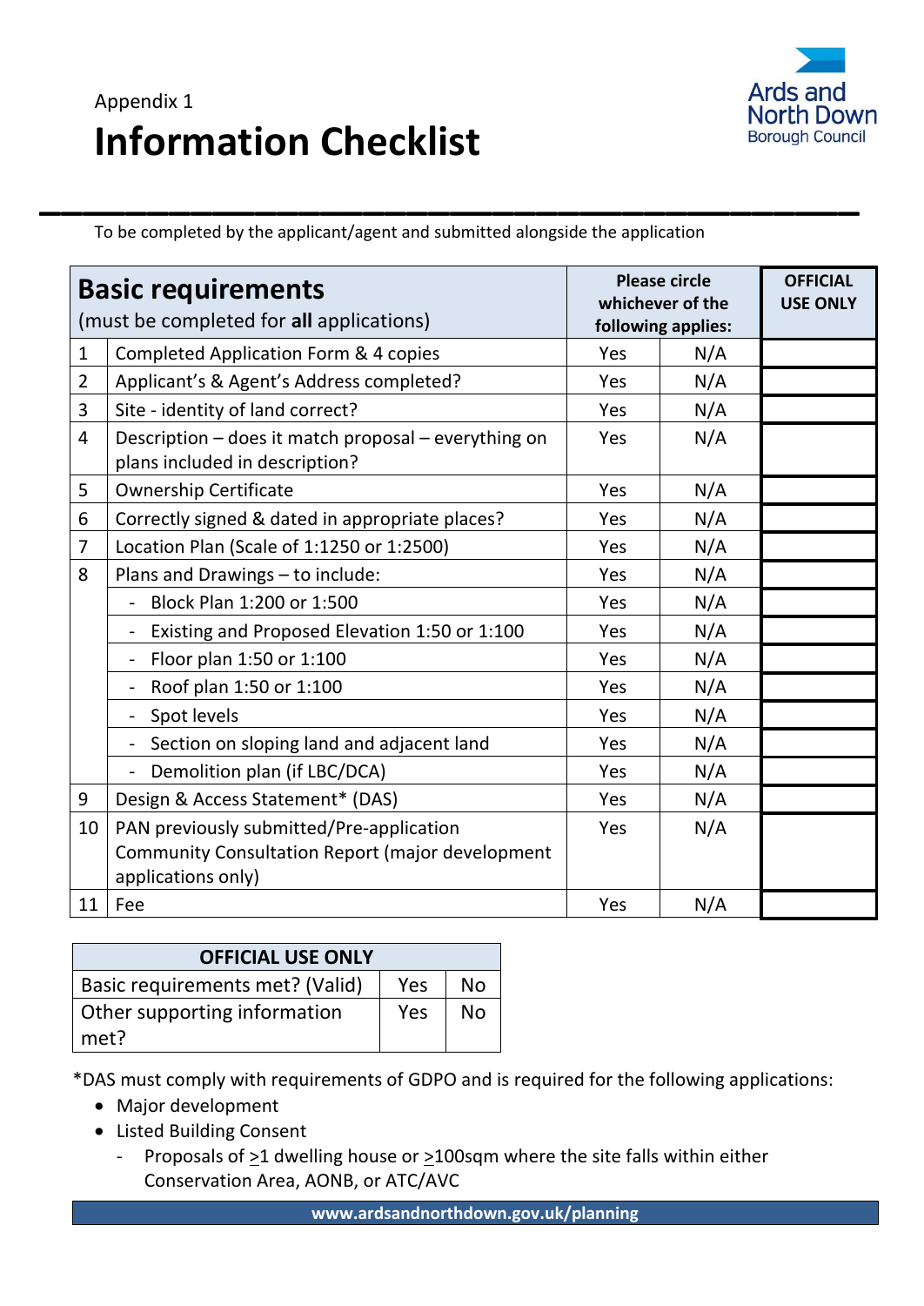Appendix 1

# Information Checklist

Ards and North Down Borough Council

To be completed by the applicant/agent and submitted alongside the application

| **Basic requirements** (must be completed for **all** applications) | | **Please circle whichever of the following applies:** | | **OFFICIAL USE ONLY** |
|---|---|---|---|---|
| 1 | Completed Application Form & 4 copies | Yes | N/A | |
| 2 | Applicant's & Agent's Address completed? | Yes | N/A | |
| 3 | Site - identity of land correct? | Yes | N/A | |
| 4 | Description – does it match proposal – everything on plans included in description? | Yes | N/A | |
| 5 | Ownership Certificate | Yes | N/A | |
| 6 | Correctly signed & dated in appropriate places? | Yes | N/A | |
| 7 | Location Plan (Scale of 1:1250 or 1:2500) | Yes | N/A | |
| 8 | Plans and Drawings – to include: | Yes | N/A | |
| | - Block Plan 1:200 or 1:500 | Yes | N/A | |
| | - Existing and Proposed Elevation 1:50 or 1:100 | Yes | N/A | |
| | - Floor plan 1:50 or 1:100 | Yes | N/A | |
| | - Roof plan 1:50 or 1:100 | Yes | N/A | |
| | - Spot levels | Yes | N/A | |
| | - Section on sloping land and adjacent land | Yes | N/A | |
| | - Demolition plan (if LBC/DCA) | Yes | N/A | |
| 9 | Design & Access Statement* (DAS) | Yes | N/A | |
| 10 | PAN previously submitted/Pre-application Community Consultation Report (major development applications only) | Yes | N/A | |
| 11 | Fee | Yes | N/A | |

| **OFFICIAL USE ONLY** | | |
|---|---|---|
| Basic requirements met? (Valid) | Yes | No |
| Other supporting information met? | Yes | No |

*DAS must comply with requirements of GDPO and is required for the following applications:

- Major development
- Listed Building Consent
  - Proposals of ≥1 dwelling house or ≥100sqm where the site falls within either Conservation Area, AONB, or ATC/AVC

www.ardsandnorthdown.gov.uk/planning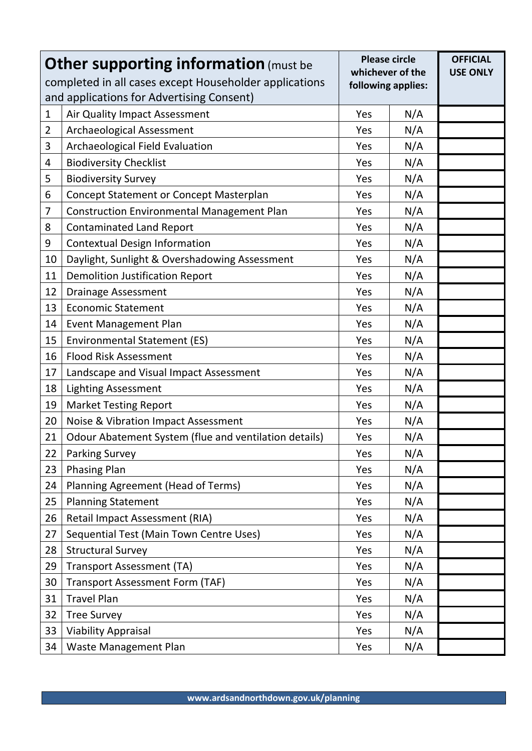| **Other supporting information** (must be completed in all cases except Householder applications and applications for Advertising Consent) | | **Please circle whichever of the following applies:** | | **OFFICIAL USE ONLY** |
|---|---|---|---|---|
| 1 | Air Quality Impact Assessment | Yes | N/A | |
| 2 | Archaeological Assessment | Yes | N/A | |
| 3 | Archaeological Field Evaluation | Yes | N/A | |
| 4 | Biodiversity Checklist | Yes | N/A | |
| 5 | Biodiversity Survey | Yes | N/A | |
| 6 | Concept Statement or Concept Masterplan | Yes | N/A | |
| 7 | Construction Environmental Management Plan | Yes | N/A | |
| 8 | Contaminated Land Report | Yes | N/A | |
| 9 | Contextual Design Information | Yes | N/A | |
| 10 | Daylight, Sunlight & Overshadowing Assessment | Yes | N/A | |
| 11 | Demolition Justification Report | Yes | N/A | |
| 12 | Drainage Assessment | Yes | N/A | |
| 13 | Economic Statement | Yes | N/A | |
| 14 | Event Management Plan | Yes | N/A | |
| 15 | Environmental Statement (ES) | Yes | N/A | |
| 16 | Flood Risk Assessment | Yes | N/A | |
| 17 | Landscape and Visual Impact Assessment | Yes | N/A | |
| 18 | Lighting Assessment | Yes | N/A | |
| 19 | Market Testing Report | Yes | N/A | |
| 20 | Noise & Vibration Impact Assessment | Yes | N/A | |
| 21 | Odour Abatement System (flue and ventilation details) | Yes | N/A | |
| 22 | Parking Survey | Yes | N/A | |
| 23 | Phasing Plan | Yes | N/A | |
| 24 | Planning Agreement (Head of Terms) | Yes | N/A | |
| 25 | Planning Statement | Yes | N/A | |
| 26 | Retail Impact Assessment (RIA) | Yes | N/A | |
| 27 | Sequential Test (Main Town Centre Uses) | Yes | N/A | |
| 28 | Structural Survey | Yes | N/A | |
| 29 | Transport Assessment (TA) | Yes | N/A | |
| 30 | Transport Assessment Form (TAF) | Yes | N/A | |
| 31 | Travel Plan | Yes | N/A | |
| 32 | Tree Survey | Yes | N/A | |
| 33 | Viability Appraisal | Yes | N/A | |
| 34 | Waste Management Plan | Yes | N/A | |

www.ardsandnorthdown.gov.uk/planning